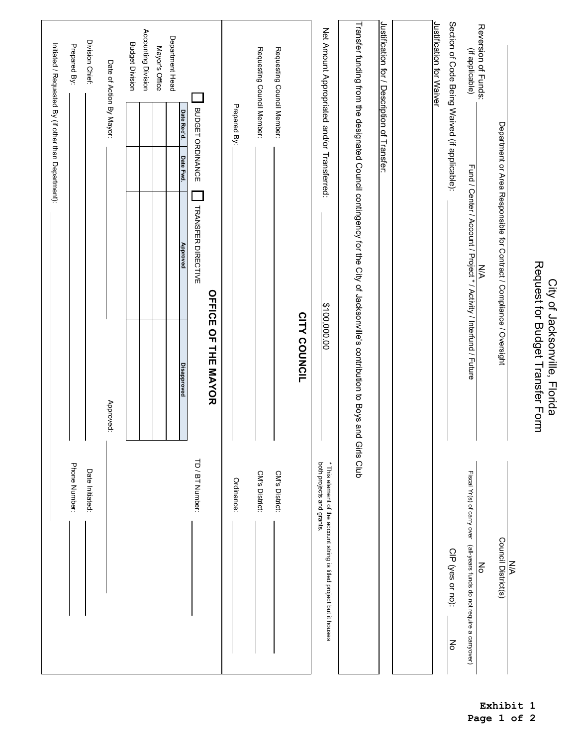# City of Jacksonville, Florida

## Request for Budget Transfer Form

| N/A | N/A |
|---|---|
| Department or Area Responsible for Contract / Compliance / Oversight | Council District(s) |

Reversion of Funds: (if applicable) N/A
Fund / Center / Account / Project * / Activity / Interfund / Future

Fiscal Yr(s) of carry over (all-years funds do not require a carryover): No

Section of Code Being Waived (if applicable): ______ CIP (yes or no): No

Justification for Waiver

Justification for / Description of Transfer:

Transfer funding from the designated Council contingency for the City of Jacksonville's contribution to Boys and Girls Club

Net Amount Appropriated and/or Transferred: $100,000.00

\* This element of the account string is titled project but it houses both projects and grants.

## CITY COUNCIL

Requesting Council Member: ______ CM's District: ______

Requesting Council Member: ______ CM's District: ______

Prepared By: ______ Ordinance: ______

## OFFICE OF THE MAYOR

☐ BUDGET ORDINANCE ☐ TRANSFER DIRECTIVE TD / BT Number: ______

| | Date Rec'd. | Date Fwd. | Approved | Disapproved |
|---|---|---|---|---|
| Department Head | | | | |
| Mayor's Office | | | | |
| Accounting Division | | | | |
| Budget Division | | | | |

Date of Action By Mayor: ______ Approved: ______

Division Chief: ______ Date Initiated: ______

Prepared By: ______ Phone Number: ______

Initiated / Requested By (if other than Department): ______

Exhibit 1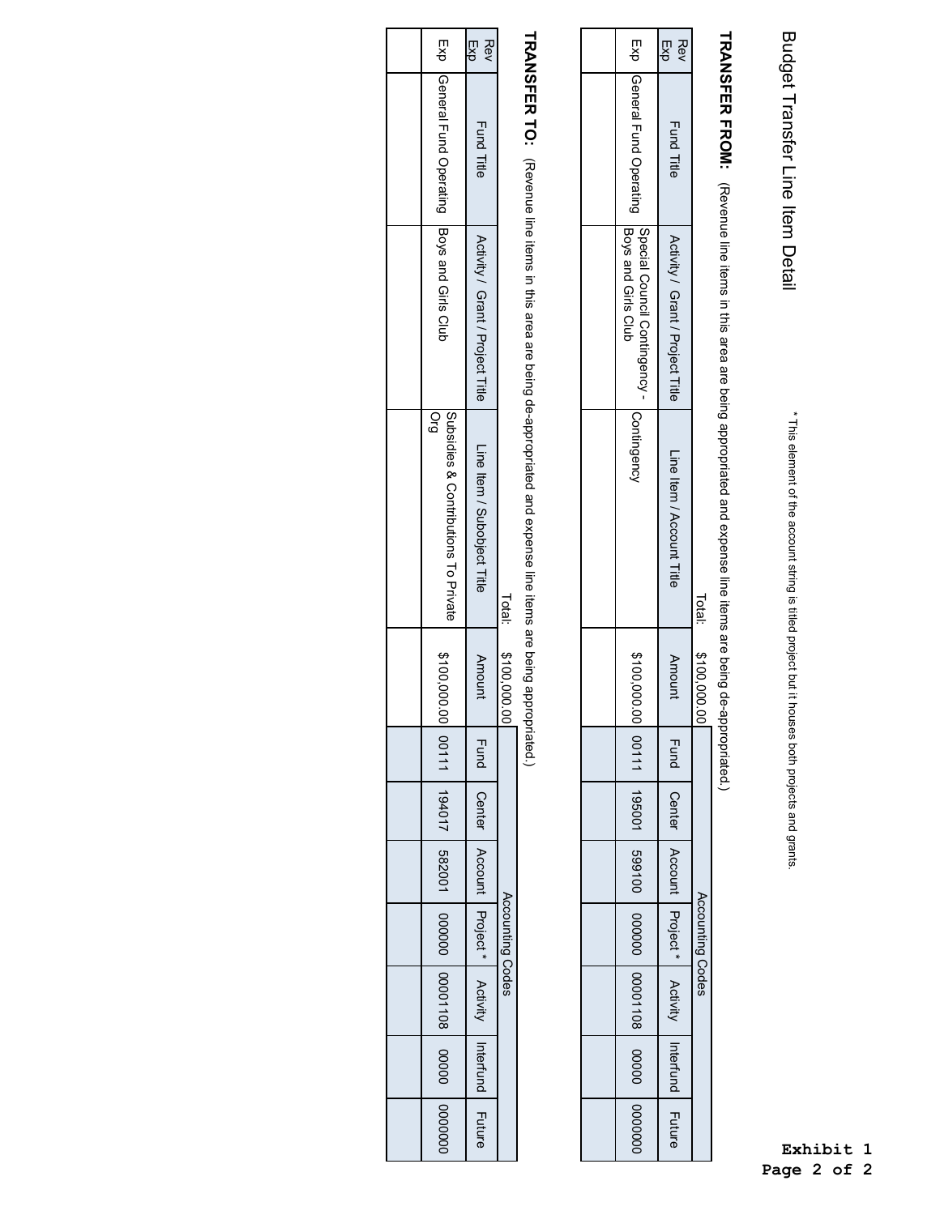# Budget Transfer Line Item Detail

\* This element of the account string is titled project but it houses both projects and grants.

**Exhibit 1**

## TRANSFER FROM: (Revenue line items in this area are being appropriated and expense line items are being de-appropriated.)

| | | | | | Accounting Codes | | | | | | |
|---|---|---|---|---|---|---|---|---|---|---|---|
| | | | Total: | $100,000.00 | | | | | | | |
| Rev Exp | Fund Title | Activity / Grant / Project Title | Line Item / Account Title | Amount | Fund | Center | Account | Project * | Activity | Interfund | Future |
| Exp | General Fund Operating | Special Council Contingency - Boys and Girls Club | Contingency | $100,000.00 | 00111 | 195001 | 599100 | 000000 | 0001108 | 00000 | 000000 |
| | | | | | | | | | | | |

## TRANSFER TO: (Revenue line items in this area are being de-appropriated and expense line items are being appropriated.)

| | | | | | Accounting Codes | | | | | | |
|---|---|---|---|---|---|---|---|---|---|---|---|
| | | | Total: | $100,000.00 | | | | | | | |
| Rev Exp | Fund Title | Activity / Grant / Project Title | Line Item / Subobject Title | Amount | Fund | Center | Account | Project * | Activity | Interfund | Future |
| Exp | General Fund Operating | Boys and Girls Club | Subsidies & Contributions To Private Org | $100,000.00 | 00111 | 194017 | 582001 | 000000 | 0001108 | 00000 | 000000 |
| | | | | | | | | | | | |